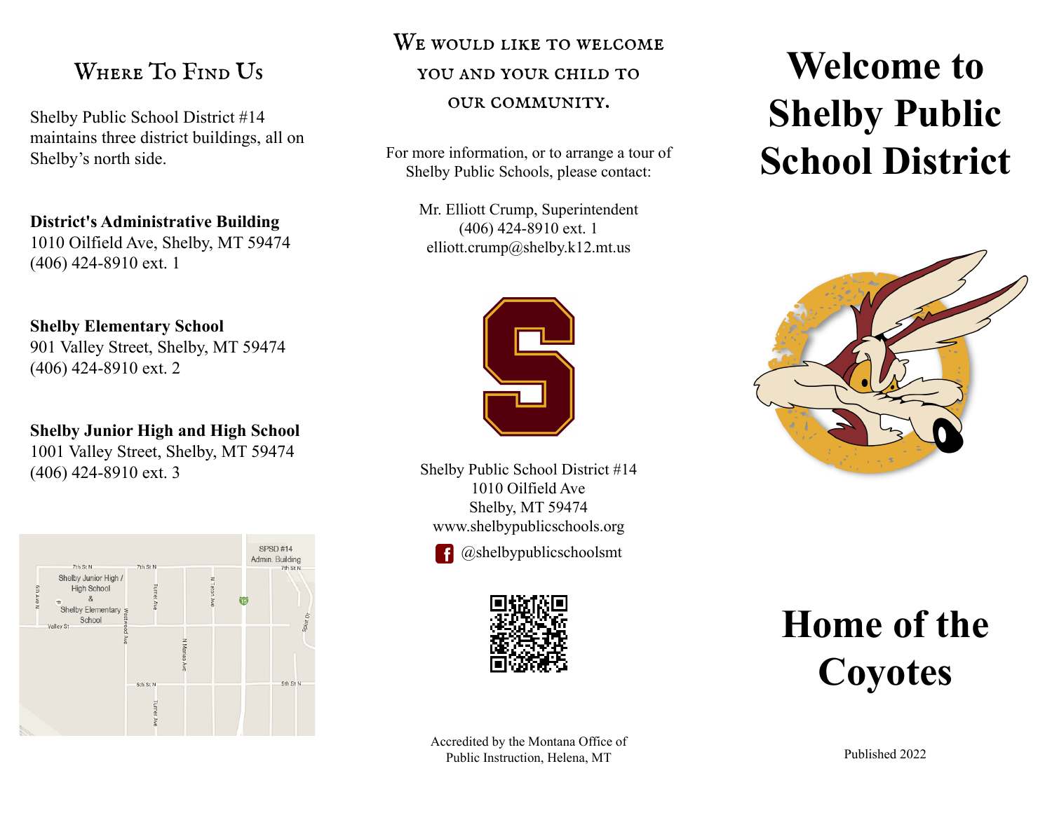# Welcome to Shelby Public School District

# Home of the Coyotes

Published 2022

## Where To Find Us

Shelby Public School District #14 maintains three district buildings, all on Shelby's north side.

**District's Administrative Building**
1010 Oilfield Ave, Shelby, MT 59474
(406) 424-8910 ext. 1

**Shelby Elementary School**
901 Valley Street, Shelby, MT 59474
(406) 424-8910 ext. 2

**Shelby Junior High and High School**
1001 Valley Street, Shelby, MT 59474
(406) 424-8910 ext. 3

## We would like to welcome you and your child to our community.

For more information, or to arrange a tour of Shelby Public Schools, please contact:

Mr. Elliott Crump, Superintendent
(406) 424-8910 ext. 1
elliott.crump@shelby.k12.mt.us

Shelby Public School District #14
1010 Oilfield Ave
Shelby, MT 59474
www.shelbypublicschools.org

@shelbypublicschoolsmt

Accredited by the Montana Office of Public Instruction, Helena, MT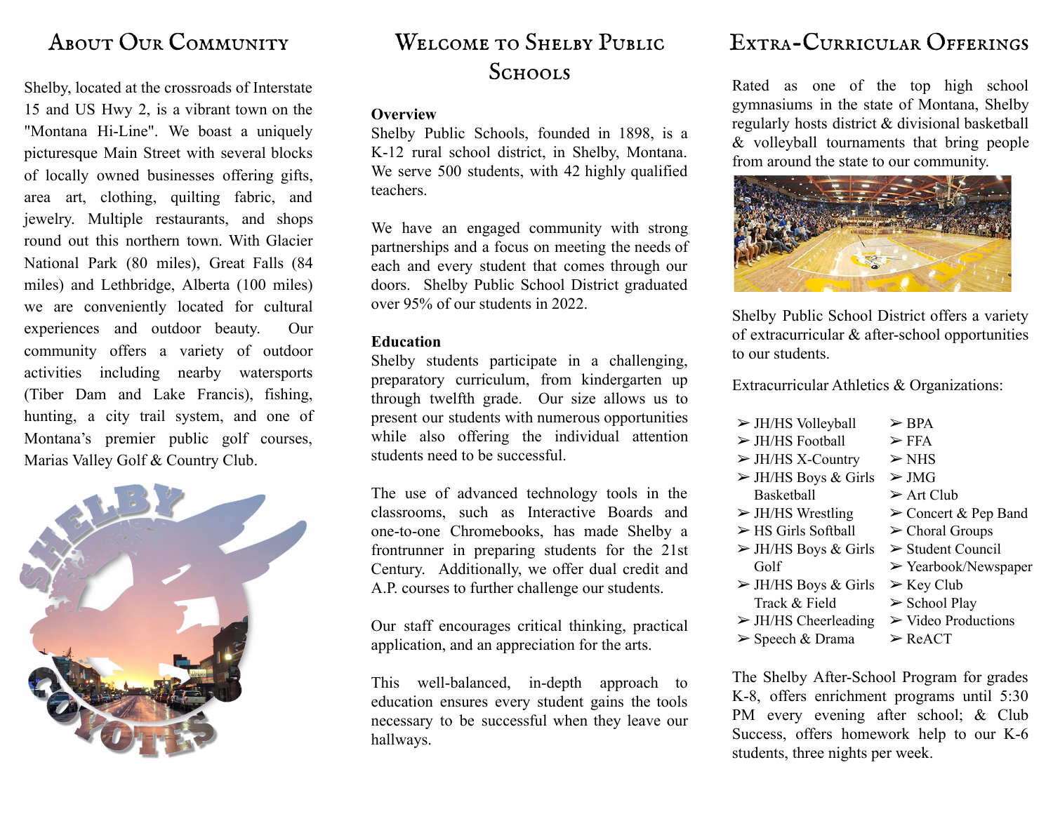## About Our Community

Shelby, located at the crossroads of Interstate 15 and US Hwy 2, is a vibrant town on the "Montana Hi-Line". We boast a uniquely picturesque Main Street with several blocks of locally owned businesses offering gifts, area art, clothing, quilting fabric, and jewelry. Multiple restaurants, and shops round out this northern town. With Glacier National Park (80 miles), Great Falls (84 miles) and Lethbridge, Alberta (100 miles) we are conveniently located for cultural experiences and outdoor beauty. Our community offers a variety of outdoor activities including nearby watersports (Tiber Dam and Lake Francis), fishing, hunting, a city trail system, and one of Montana's premier public golf courses, Marias Valley Golf & Country Club.

## Welcome to Shelby Public Schools

**Overview**

Shelby Public Schools, founded in 1898, is a K-12 rural school district, in Shelby, Montana. We serve 500 students, with 42 highly qualified teachers.

We have an engaged community with strong partnerships and a focus on meeting the needs of each and every student that comes through our doors. Shelby Public School District graduated over 95% of our students in 2022.

**Education**

Shelby students participate in a challenging, preparatory curriculum, from kindergarten up through twelfth grade. Our size allows us to present our students with numerous opportunities while also offering the individual attention students need to be successful.

The use of advanced technology tools in the classrooms, such as Interactive Boards and one-to-one Chromebooks, has made Shelby a frontrunner in preparing students for the 21st Century. Additionally, we offer dual credit and A.P. courses to further challenge our students.

Our staff encourages critical thinking, practical application, and an appreciation for the arts.

This well-balanced, in-depth approach to education ensures every student gains the tools necessary to be successful when they leave our hallways.

## Extra-Curricular Offerings

Rated as one of the top high school gymnasiums in the state of Montana, Shelby regularly hosts district & divisional basketball & volleyball tournaments that bring people from around the state to our community.

Shelby Public School District offers a variety of extracurricular & after-school opportunities to our students.

Extracurricular Athletics & Organizations:

- JH/HS Volleyball
- JH/HS Football
- JH/HS X-Country
- JH/HS Boys & Girls Basketball
- JH/HS Wrestling
- HS Girls Softball
- JH/HS Boys & Girls Golf
- JH/HS Boys & Girls Track & Field
- JH/HS Cheerleading
- Speech & Drama
- BPA
- FFA
- NHS
- JMG
- Art Club
- Concert & Pep Band
- Choral Groups
- Student Council
- Yearbook/Newspaper
- Key Club
- School Play
- Video Productions
- ReACT

The Shelby After-School Program for grades K-8, offers enrichment programs until 5:30 PM every evening after school; & Club Success, offers homework help to our K-6 students, three nights per week.